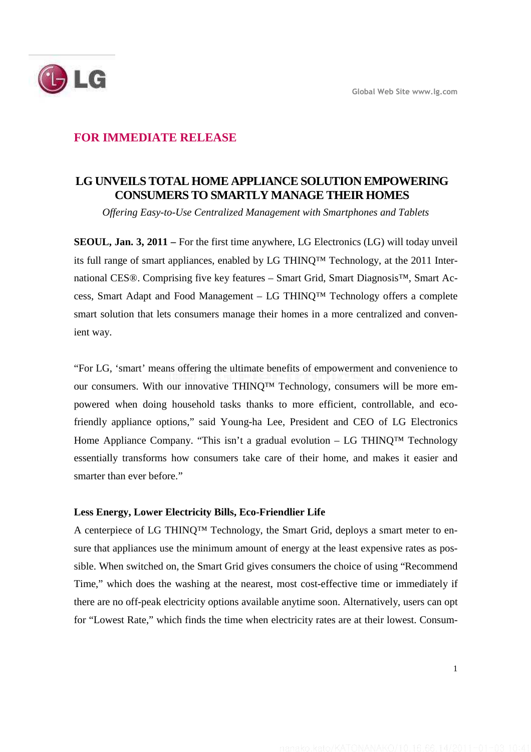**FOR IMMEDIATE RELEASE**

# LG UNVEILS TOTAL HOME APPLIANCE SOLUTION EMPOWERING CONSUMERS TO SMARTLY MANAGE THEIR HOMES

*Offering Easy-to-Use Centralized Management with Smartphones and Tablets*

**SEOUL, Jan. 3, 2011 –** For the first time anywhere, LG Electronics (LG) will today unveil its full range of smart appliances, enabled by LG THINQ™ Technology, at the 2011 International CES®. Comprising five key features – Smart Grid, Smart Diagnosis™, Smart Access, Smart Adapt and Food Management – LG THINQ™ Technology offers a complete smart solution that lets consumers manage their homes in a more centralized and convenient way.

"For LG, 'smart' means offering the ultimate benefits of empowerment and convenience to our consumers. With our innovative THINQ™ Technology, consumers will be more empowered when doing household tasks thanks to more efficient, controllable, and eco-friendly appliance options," said Young-ha Lee, President and CEO of LG Electronics Home Appliance Company. "This isn't a gradual evolution – LG THINQ™ Technology essentially transforms how consumers take care of their home, and makes it easier and smarter than ever before."

### Less Energy, Lower Electricity Bills, Eco-Friendlier Life

A centerpiece of LG THINQ™ Technology, the Smart Grid, deploys a smart meter to ensure that appliances use the minimum amount of energy at the least expensive rates as possible. When switched on, the Smart Grid gives consumers the choice of using "Recommend Time," which does the washing at the nearest, most cost-effective time or immediately if there are no off-peak electricity options available anytime soon. Alternatively, users can opt for "Lowest Rate," which finds the time when electricity rates are at their lowest. Consum-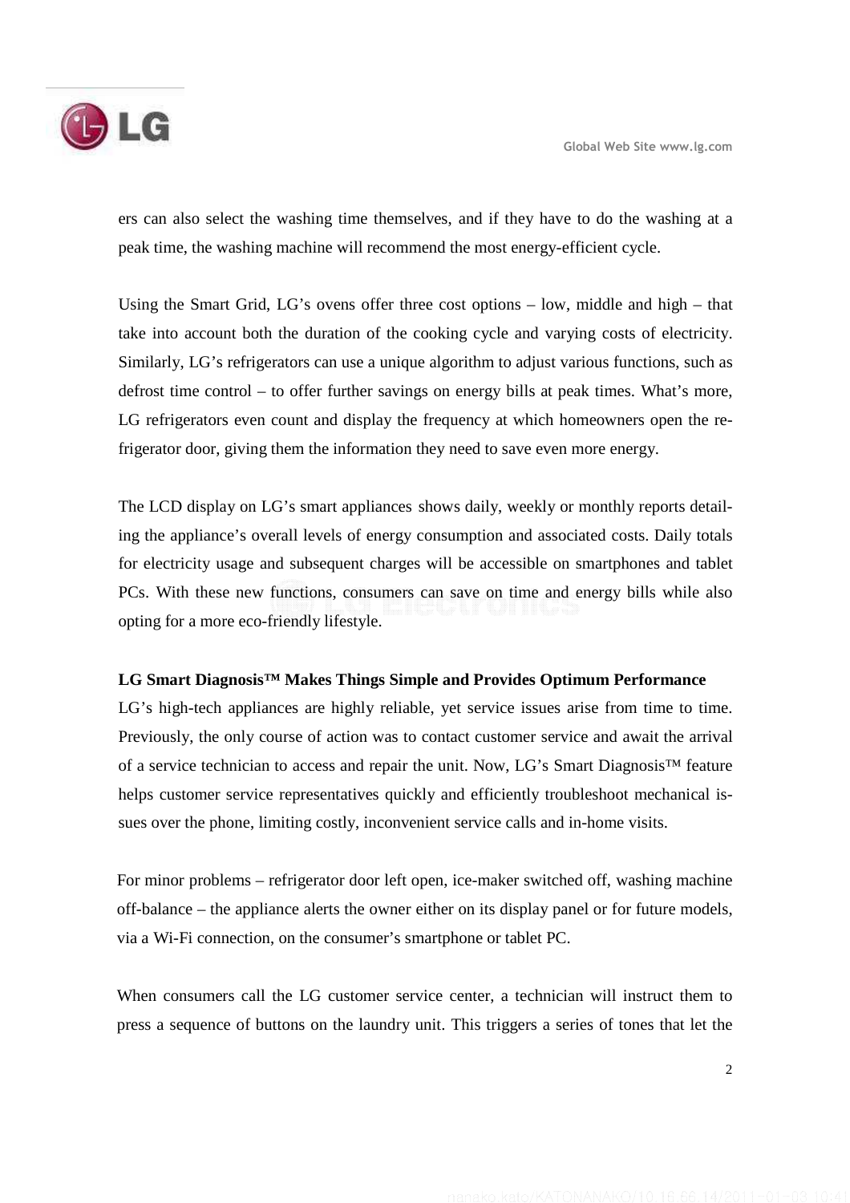ers can also select the washing time themselves, and if they have to do the washing at a peak time, the washing machine will recommend the most energy-efficient cycle.

Using the Smart Grid, LG's ovens offer three cost options – low, middle and high – that take into account both the duration of the cooking cycle and varying costs of electricity. Similarly, LG's refrigerators can use a unique algorithm to adjust various functions, such as defrost time control – to offer further savings on energy bills at peak times. What's more, LG refrigerators even count and display the frequency at which homeowners open the refrigerator door, giving them the information they need to save even more energy.

The LCD display on LG's smart appliances shows daily, weekly or monthly reports detailing the appliance's overall levels of energy consumption and associated costs. Daily totals for electricity usage and subsequent charges will be accessible on smartphones and tablet PCs. With these new functions, consumers can save on time and energy bills while also opting for a more eco-friendly lifestyle.

**LG Smart Diagnosis™ Makes Things Simple and Provides Optimum Performance**

LG's high-tech appliances are highly reliable, yet service issues arise from time to time. Previously, the only course of action was to contact customer service and await the arrival of a service technician to access and repair the unit. Now, LG's Smart Diagnosis™ feature helps customer service representatives quickly and efficiently troubleshoot mechanical issues over the phone, limiting costly, inconvenient service calls and in-home visits.

For minor problems – refrigerator door left open, ice-maker switched off, washing machine off-balance – the appliance alerts the owner either on its display panel or for future models, via a Wi-Fi connection, on the consumer's smartphone or tablet PC.

When consumers call the LG customer service center, a technician will instruct them to press a sequence of buttons on the laundry unit. This triggers a series of tones that let the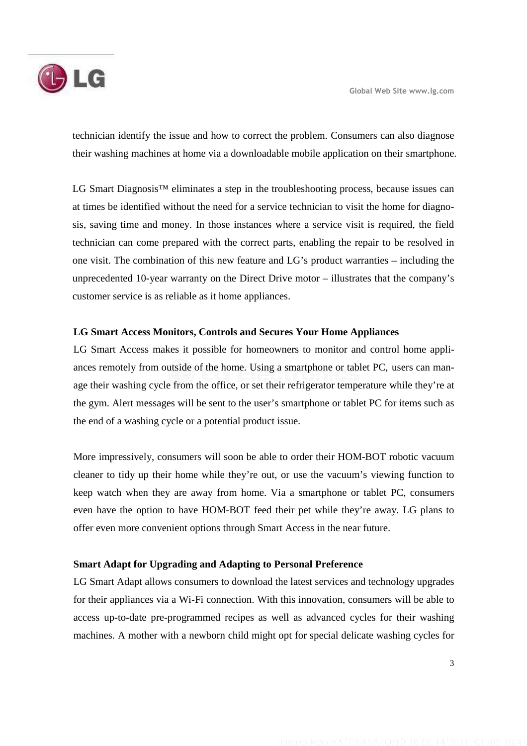technician identify the issue and how to correct the problem. Consumers can also diagnose their washing machines at home via a downloadable mobile application on their smartphone.

LG Smart Diagnosis™ eliminates a step in the troubleshooting process, because issues can at times be identified without the need for a service technician to visit the home for diagnosis, saving time and money. In those instances where a service visit is required, the field technician can come prepared with the correct parts, enabling the repair to be resolved in one visit. The combination of this new feature and LG's product warranties – including the unprecedented 10-year warranty on the Direct Drive motor – illustrates that the company's customer service is as reliable as it home appliances.

**LG Smart Access Monitors, Controls and Secures Your Home Appliances**

LG Smart Access makes it possible for homeowners to monitor and control home appliances remotely from outside of the home. Using a smartphone or tablet PC, users can manage their washing cycle from the office, or set their refrigerator temperature while they're at the gym. Alert messages will be sent to the user's smartphone or tablet PC for items such as the end of a washing cycle or a potential product issue.

More impressively, consumers will soon be able to order their HOM-BOT robotic vacuum cleaner to tidy up their home while they're out, or use the vacuum's viewing function to keep watch when they are away from home. Via a smartphone or tablet PC, consumers even have the option to have HOM-BOT feed their pet while they're away. LG plans to offer even more convenient options through Smart Access in the near future.

**Smart Adapt for Upgrading and Adapting to Personal Preference**

LG Smart Adapt allows consumers to download the latest services and technology upgrades for their appliances via a Wi-Fi connection. With this innovation, consumers will be able to access up-to-date pre-programmed recipes as well as advanced cycles for their washing machines. A mother with a newborn child might opt for special delicate washing cycles for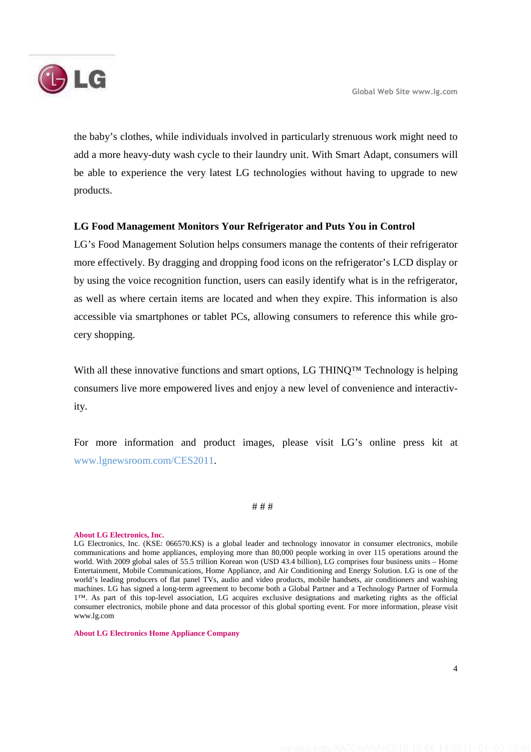the baby's clothes, while individuals involved in particularly strenuous work might need to add a more heavy-duty wash cycle to their laundry unit. With Smart Adapt, consumers will be able to experience the very latest LG technologies without having to upgrade to new products.

**LG Food Management Monitors Your Refrigerator and Puts You in Control**

LG's Food Management Solution helps consumers manage the contents of their refrigerator more effectively. By dragging and dropping food icons on the refrigerator's LCD display or by using the voice recognition function, users can easily identify what is in the refrigerator, as well as where certain items are located and when they expire. This information is also accessible via smartphones or tablet PCs, allowing consumers to reference this while grocery shopping.

With all these innovative functions and smart options, LG THINQ™ Technology is helping consumers live more empowered lives and enjoy a new level of convenience and interactivity.

For more information and product images, please visit LG's online press kit at www.lgnewsroom.com/CES2011.

# # #

**About LG Electronics, Inc.**

LG Electronics, Inc. (KSE: 066570.KS) is a global leader and technology innovator in consumer electronics, mobile communications and home appliances, employing more than 80,000 people working in over 115 operations around the world. With 2009 global sales of 55.5 trillion Korean won (USD 43.4 billion), LG comprises four business units – Home Entertainment, Mobile Communications, Home Appliance, and Air Conditioning and Energy Solution. LG is one of the world's leading producers of flat panel TVs, audio and video products, mobile handsets, air conditioners and washing machines. LG has signed a long-term agreement to become both a Global Partner and a Technology Partner of Formula 1™. As part of this top-level association, LG acquires exclusive designations and marketing rights as the official consumer electronics, mobile phone and data processor of this global sporting event. For more information, please visit www.lg.com

**About LG Electronics Home Appliance Company**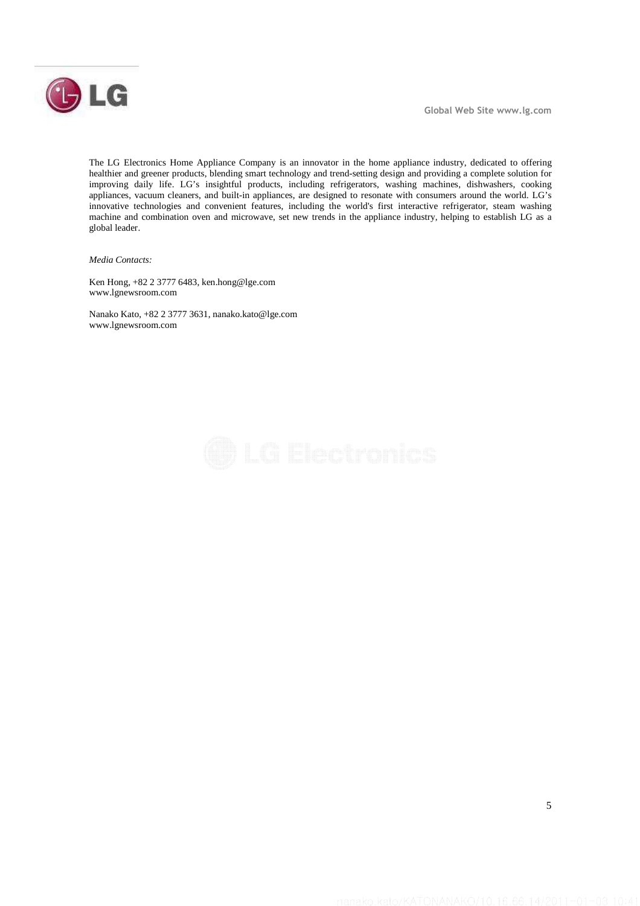The LG Electronics Home Appliance Company is an innovator in the home appliance industry, dedicated to offering healthier and greener products, blending smart technology and trend-setting design and providing a complete solution for improving daily life. LG's insightful products, including refrigerators, washing machines, dishwashers, cooking appliances, vacuum cleaners, and built-in appliances, are designed to resonate with consumers around the world. LG's innovative technologies and convenient features, including the world's first interactive refrigerator, steam washing machine and combination oven and microwave, set new trends in the appliance industry, helping to establish LG as a global leader.

*Media Contacts:*

Ken Hong, +82 2 3777 6483, ken.hong@lge.com
www.lgnewsroom.com

Nanako Kato, +82 2 3777 3631, nanako.kato@lge.com
www.lgnewsroom.com